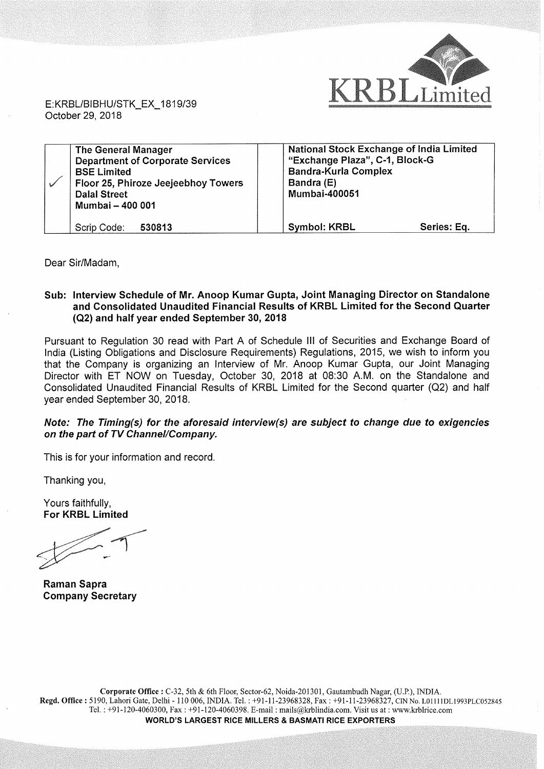**KRBL Limited**

E:KRBL/BIBHU/STK_EX_1819/39
October 29, 2018

| ✓ | The General Manager<br>Department of Corporate Services<br>BSE Limited<br>Floor 25, Phiroze Jeejeebhoy Towers<br>Dalal Street<br>Mumbai – 400 001 | | National Stock Exchange of India Limited<br>"Exchange Plaza", C-1, Block-G<br>Bandra-Kurla Complex<br>Bandra (E)<br>Mumbai-400051 | |
|---|---|---|---|---|
| | Scrip Code: **530813** | | **Symbol: KRBL** | **Series: Eq.** |

Dear Sir/Madam,

**Sub: Interview Schedule of Mr. Anoop Kumar Gupta, Joint Managing Director on Standalone and Consolidated Unaudited Financial Results of KRBL Limited for the Second Quarter (Q2) and half year ended September 30, 2018**

Pursuant to Regulation 30 read with Part A of Schedule III of Securities and Exchange Board of India (Listing Obligations and Disclosure Requirements) Regulations, 2015, we wish to inform you that the Company is organizing an Interview of Mr. Anoop Kumar Gupta, our Joint Managing Director with ET NOW on Tuesday, October 30, 2018 at 08:30 A.M. on the Standalone and Consolidated Unaudited Financial Results of KRBL Limited for the Second quarter (Q2) and half year ended September 30, 2018.

***Note: The Timing(s) for the aforesaid interview(s) are subject to change due to exigencies on the part of TV Channel/Company.***

This is for your information and record.

Thanking you,

Yours faithfully,
**For KRBL Limited**

**Raman Sapra**
**Company Secretary**

**Corporate Office :** C-32, 5th & 6th Floor, Sector-62, Noida-201301, Gautambudh Nagar, (U.P.), INDIA.
**Regd. Office :** 5190, Lahori Gate, Delhi - 110 006, INDIA. Tel. : +91-11-23968328, Fax : +91-11-23968327, CIN No. L01111DL1993PLC052845
Tel. : +91-120-4060300, Fax : +91-120-4060398. E-mail : mails@krblindia.com. Visit us at : www.krblrice.com
**WORLD'S LARGEST RICE MILLERS & BASMATI RICE EXPORTERS**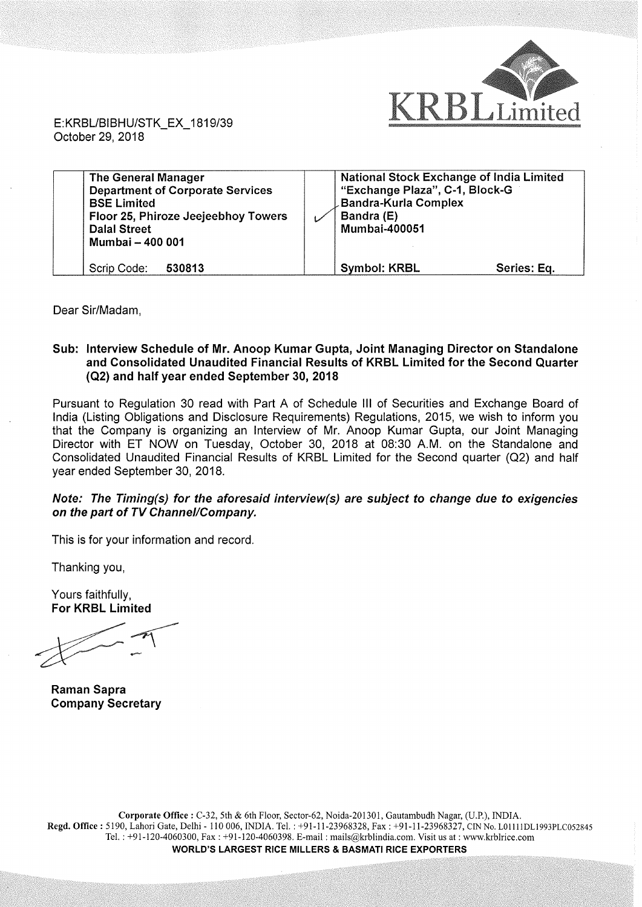KRBL Limited

E:KRBL/BIBHU/STK_EX_1819/39
October 29, 2018

| | | | |
|---|---|---|---|
| | **The General Manager**<br>**Department of Corporate Services**<br>**BSE Limited**<br>**Floor 25, Phiroze Jeejeebhoy Towers**<br>**Dalal Street**<br>**Mumbai – 400 001** | ✓ | **National Stock Exchange of India Limited**<br>**"Exchange Plaza", C-1, Block-G**<br>**Bandra-Kurla Complex**<br>**Bandra (E)**<br>**Mumbai-400051** |
| | Scrip Code: **530813** | | **Symbol: KRBL** **Series: Eq.** |

Dear Sir/Madam,

**Sub: Interview Schedule of Mr. Anoop Kumar Gupta, Joint Managing Director on Standalone and Consolidated Unaudited Financial Results of KRBL Limited for the Second Quarter (Q2) and half year ended September 30, 2018**

Pursuant to Regulation 30 read with Part A of Schedule III of Securities and Exchange Board of India (Listing Obligations and Disclosure Requirements) Regulations, 2015, we wish to inform you that the Company is organizing an Interview of Mr. Anoop Kumar Gupta, our Joint Managing Director with ET NOW on Tuesday, October 30, 2018 at 08:30 A.M. on the Standalone and Consolidated Unaudited Financial Results of KRBL Limited for the Second quarter (Q2) and half year ended September 30, 2018.

***Note: The Timing(s) for the aforesaid interview(s) are subject to change due to exigencies on the part of TV Channel/Company.***

This is for your information and record.

Thanking you,

Yours faithfully,
**For KRBL Limited**

**Raman Sapra**
**Company Secretary**

**Corporate Office :** C-32, 5th & 6th Floor, Sector-62, Noida-201301, Gautambudh Nagar, (U.P.), INDIA.
**Regd. Office :** 5190, Lahori Gate, Delhi - 110 006, INDIA. Tel. : +91-11-23968328, Fax : +91-11-23968327, CIN No. L01111DL1993PLC052845
Tel. : +91-120-4060300, Fax : +91-120-4060398. E-mail : mails@krblindia.com. Visit us at : www.krblrice.com
**WORLD'S LARGEST RICE MILLERS & BASMATI RICE EXPORTERS**